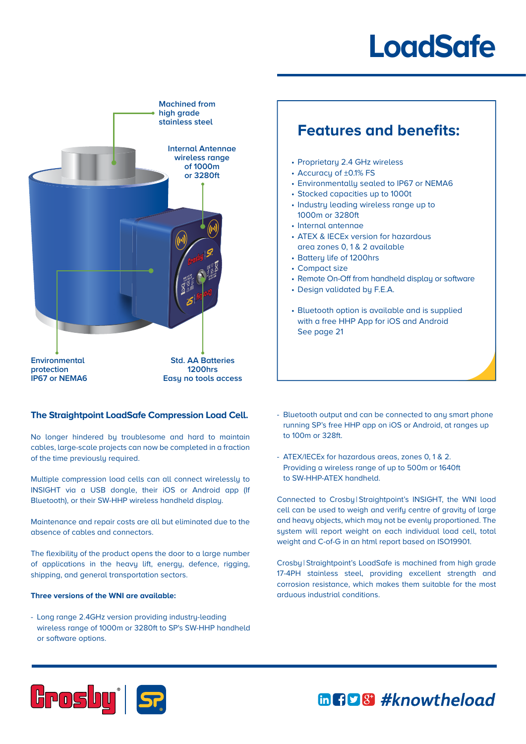# LoadSafe

Machined from high grade stainless steel

Internal Antennae wireless range of 1000m or 3280ft

Environmental protection IP67 or NEMA6

Std. AA Batteries 1200hrs Easy no tools access

## Features and benefits:

- Proprietary 2.4 GHz wireless
- Accuracy of ±0.1% FS
- Environmentally sealed to IP67 or NEMA6
- Stocked capacities up to 1000t
- Industry leading wireless range up to 1000m or 3280ft
- Internal antennae
- ATEX & IECEx version for hazardous area zones 0, 1 & 2 available
- Battery life of 1200hrs
- Compact size
- Remote On-Off from handheld display or software
- Design validated by F.E.A.

- Bluetooth option is available and is supplied with a free HHP App for iOS and Android See page 21

### The Straightpoint LoadSafe Compression Load Cell.

No longer hindered by troublesome and hard to maintain cables, large-scale projects can now be completed in a fraction of the time previously required.

Multiple compression load cells can all connect wirelessly to INSIGHT via a USB dongle, their iOS or Android app (If Bluetooth), or their SW-HHP wireless handheld display.

Maintenance and repair costs are all but eliminated due to the absence of cables and connectors.

The flexibility of the product opens the door to a large number of applications in the heavy lift, energy, defence, rigging, shipping, and general transportation sectors.

**Three versions of the WNI are available:**

- Long range 2.4GHz version providing industry-leading wireless range of 1000m or 3280ft to SP's SW-HHP handheld or software options.
- Bluetooth output and can be connected to any smart phone running SP's free HHP app on iOS or Android, at ranges up to 100m or 328ft.
- ATEX/IECEx for hazardous areas, zones 0, 1 & 2. Providing a wireless range of up to 500m or 1640ft to SW-HHP-ATEX handheld.

Connected to Crosby | Straightpoint's INSIGHT, the WNI load cell can be used to weigh and verify centre of gravity of large and heavy objects, which may not be evenly proportioned. The system will report weight on each individual load cell, total weight and C-of-G in an html report based on ISO19901.

Crosby | Straightpoint's LoadSafe is machined from high grade 17-4PH stainless steel, providing excellent strength and corrosion resistance, which makes them suitable for the most arduous industrial conditions.

Crosby | SP

#knowtheload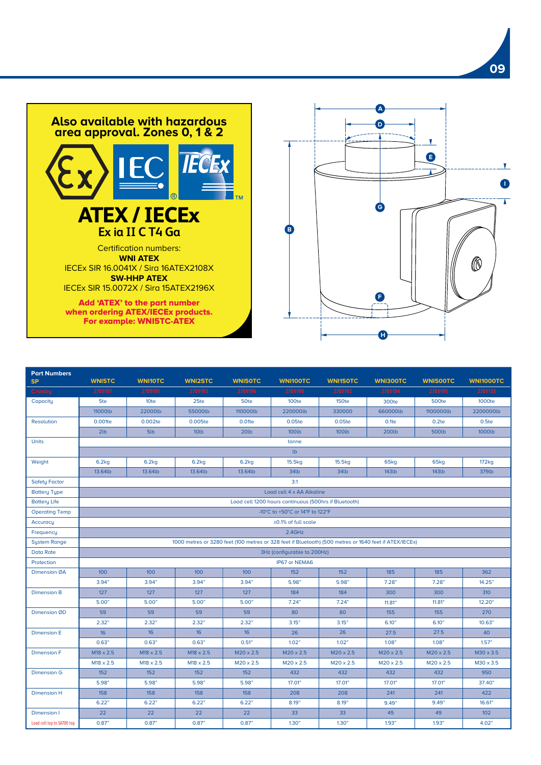## Also available with hazardous area approval. Zones 0, 1 & 2

# ATEX / IECEx

**Ex ia II C T4 Ga**

Certification numbers:

**WNI ATEX**

IECEx SIR 16.0041X / Sira 16ATEX2108X

**SW-HHP ATEX**

IECEx SIR 15.0072X / Sira 15ATEX2196X

**Add 'ATEX' to the part number when ordering ATEX/IECEx products. For example: WNI5TC-ATEX**

A

D

E

I

G

B

F

H

| Part Numbers SP | WNI5TC | WNI10TC | WNI25TC | WNI50TC | WNI100TC | WNI150TC | WNI300TC | WNI500TC | WNI1000TC |
|---|---|---|---|---|---|---|---|---|---|
| Crosby | 2789197 | 2789191 | 2789193 | 2789196 | 2789190 | 2789192 | 2789194 | 2789195 | 2789138 |
| Capacity | 5te | 10te | 25te | 50te | 100te | 150te | 300te | 500te | 1000te |
| | 11000lb | 22000lb | 55000lb | 110000lb | 220000lb | 330000 | 660000lb | 1100000lb | 2200000lb |
| Resolution | 0.001te | 0.002te | 0.005te | 0.01te | 0.05te | 0.05te | 0.1te | 0.2te | 0.5te |
| | 2lb | 5lb | 10lb | 20lb | 100lb | 100lb | 200lb | 500lb | 1000lb |
| Units | tonne | | | | | | | | |
| | lb | | | | | | | | |
| Weight | 6.2kg | 6.2kg | 6.2kg | 6.2kg | 15.5kg | 15.5kg | 65kg | 65kg | 172kg |
| | 13.64lb | 13.64lb | 13.64lb | 13.64lb | 34lb | 34lb | 143lb | 143lb | 379lb |
| Safety Factor | 3:1 | | | | | | | | |
| Battery Type | Load cell 4 x AA Alkaline | | | | | | | | |
| Battery Life | Load cell 1200 hours continuous (500hrs if Bluetooth) | | | | | | | | |
| Operating Temp | -10°C to +50°C or 14°F to 122°F | | | | | | | | |
| Accuracy | ±0.1% of full scale | | | | | | | | |
| Frequency | 2.4GHz | | | | | | | | |
| System Range | 1000 metres or 3280 feet (100 metres or 328 feet if Bluetooth) (500 metres or 1640 feet if ATEX/IECEx) | | | | | | | | |
| Data Rate | 3Hz (configurable to 200Hz) | | | | | | | | |
| Protection | IP67 or NEMA6 | | | | | | | | |
| Dimension ØA | 100 | 100 | 100 | 100 | 152 | 152 | 185 | 185 | 362 |
| | 3.94" | 3.94" | 3.94" | 3.94" | 5.98" | 5.98" | 7.28" | 7.28" | 14.25" |
| Dimension B | 127 | 127 | 127 | 127 | 184 | 184 | 300 | 300 | 310 |
| | 5.00" | 5.00" | 5.00" | 5.00" | 7.24" | 7.24" | 11.81" | 11.81" | 12.20" |
| Dimension ØD | 59 | 59 | 59 | 59 | 80 | 80 | 155 | 155 | 270 |
| | 2.32" | 2.32" | 2.32" | 2.32" | 3.15" | 3.15" | 6.10" | 6.10" | 10.63" |
| Dimension E | 16 | 16 | 16 | 16 | 26 | 26 | 27.5 | 27.5 | 40 |
| | 0.63" | 0.63" | 0.63" | 0.51" | 1.02" | 1.02" | 1.08" | 1.08" | 1.57" |
| Dimension F | M18 x 2.5 | M18 x 2.5 | M18 x 2.5 | M20 x 2.5 | M20 x 2.5 | M20 x 2.5 | M20 x 2.5 | M20 x 2.5 | M30 x 3.5 |
| | M18 x 2.5 | M18 x 2.5 | M18 x 2.5 | M20 x 2.5 | M20 x 2.5 | M20 x 2.5 | M20 x 2.5 | M20 x 2.5 | M30 x 3.5 |
| Dimension G | 152 | 152 | 152 | 152 | 432 | 432 | 432 | 432 | 950 |
| | 5.98" | 5.98" | 5.98" | 5.98" | 17.01" | 17.01" | 17.01" | 17.01" | 37.40" |
| Dimension H | 158 | 158 | 158 | 158 | 208 | 208 | 241 | 241 | 422 |
| | 6.22" | 6.22" | 6.22" | 6.22" | 8.19" | 8.19" | 9.49" | 9.49" | 16.61" |
| Dimension I | 22 | 22 | 22 | 22 | 33 | 33 | 49 | 49 | 102 |
| Load cell top to SA700 top | 0.87" | 0.87" | 0.87" | 0.87" | 1.30" | 1.30" | 1.93" | 1.93" | 4.02" |